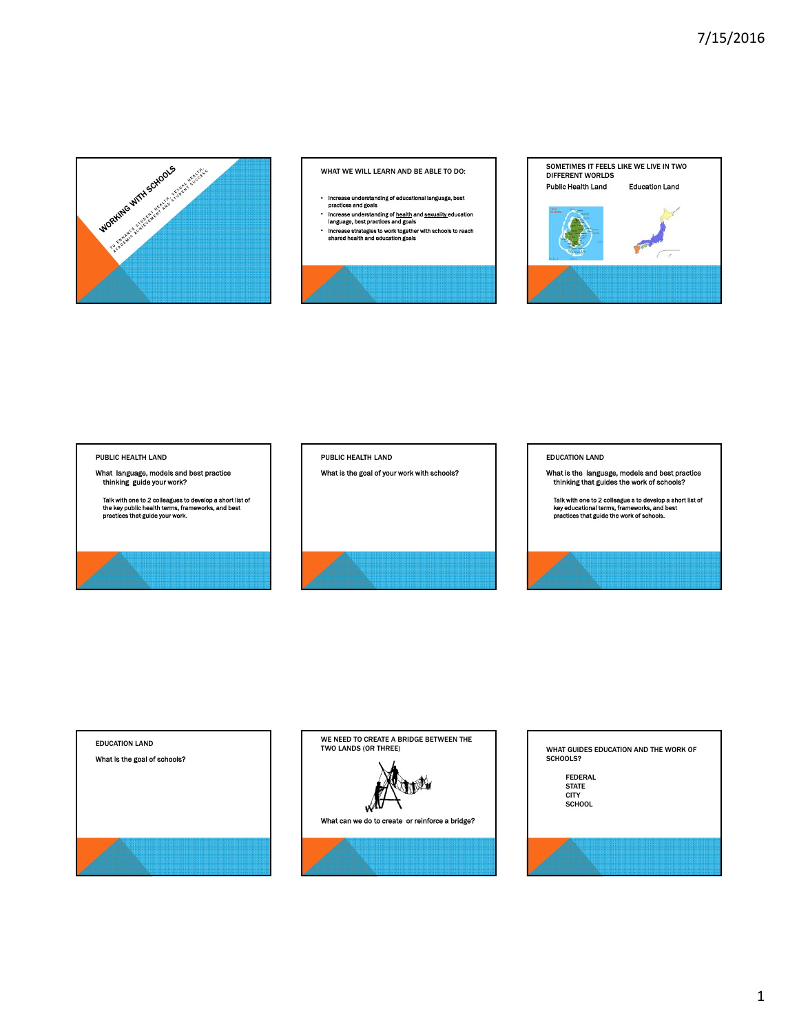# WORKING WITH SCHOOLS

TO ENHANCE STUDENT HEALTH, SEXUAL HEALTH, ACADEMIC ACHIEVEMENT AND STUDENT SUCCESS

## WHAT WE WILL LEARN AND BE ABLE TO DO:

- Increase understanding of educational language, best practices and goals
- Increase understanding of health and sexuality education language, best practices and goals
- Increase strategies to work together with schools to reach shared health and education goals

## SOMETIMES IT FEELS LIKE WE LIVE IN TWO DIFFERENT WORLDS

Public Health Land — Education Land

## PUBLIC HEALTH LAND

What language, models and best practice thinking guide your work?

Talk with one to 2 colleagues to develop a short list of the key public health terms, frameworks, and best practices that guide your work.

## PUBLIC HEALTH LAND

What is the goal of your work with schools?

## EDUCATION LAND

What is the language, models and best practice thinking that guides the work of schools?

Talk with one to 2 colleague s to develop a short list of key educational terms, frameworks, and best practices that guide the work of schools.

## EDUCATION LAND

What is the goal of schools?

## WE NEED TO CREATE A BRIDGE BETWEEN THE TWO LANDS (OR THREE)

What can we do to create or reinforce a bridge?

## WHAT GUIDES EDUCATION AND THE WORK OF SCHOOLS?

FEDERAL
STATE
CITY
SCHOOL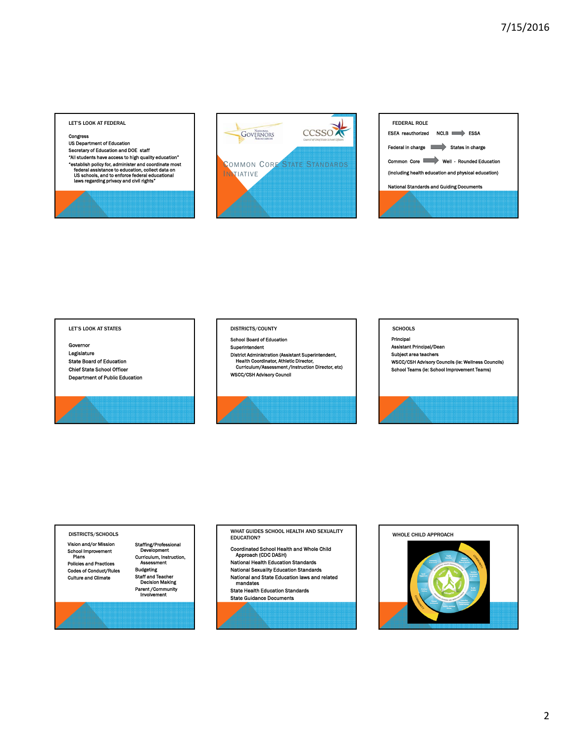## LET'S LOOK AT FEDERAL

Congress
US Department of Education
Secretary of Education and DOE staff
"All students have access to high quality education"
"establish policy for, administer and coordinate most federal assistance to education, collect data on US schools, and to enforce federal educational laws regarding privacy and civil rights"

## COMMON CORE STATE STANDARDS INITIATIVE

National Governors Association
CCSSO
Council of Chief State School Officers

## FEDERAL ROLE

ESEA reauthorized NCLB → ESSA

Federal in charge → States in charge

Common Core → Well - Rounded Education

(including health education and physical education)

National Standards and Guiding Documents

## LET'S LOOK AT STATES

Governor
Legislature
State Board of Education
Chief State School Officer
Department of Public Education

## DISTRICTS/COUNTY

School Board of Education
Superintendent
District Administration (Assistant Superintendent, Health Coordinator, Athletic Director, Curriculum/Assessment /Instruction Director, etc)
WSCC/CSH Advisory Council

## SCHOOLS

Principal
Assistant Principal/Dean
Subject area teachers
WSCC/CSH Advisory Councils (ie: Wellness Councils)
School Teams (ie: School Improvement Teams)

## DISTRICTS/SCHOOLS

Vision and/or Mission
School Improvement Plans
Policies and Practices
Codes of Conduct/Rules
Culture and Climate
Staffing/Professional Development
Curriculum, Instruction, Assessment
Budgeting
Staff and Teacher Decision Making
Parent /Community Involvement

## WHAT GUIDES SCHOOL HEALTH AND SEXUALITY EDUCATION?

Coordinated School Health and Whole Child Approach (CDC DASH)
National Health Education Standards
National Sexuality Education Standards
National and State Education laws and related mandates
State Health Education Standards
State Guidance Documents

## WHOLE CHILD APPROACH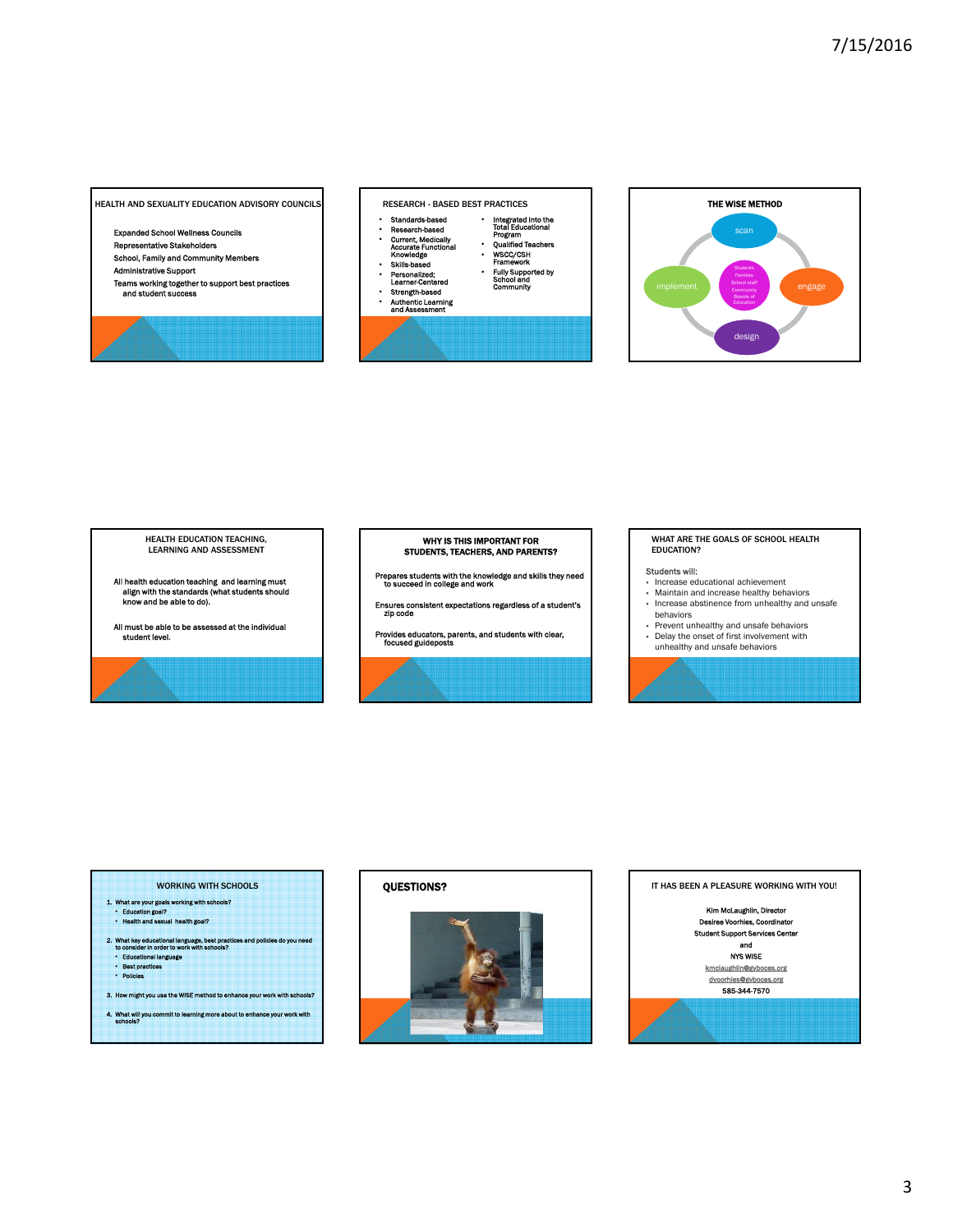## HEALTH AND SEXUALITY EDUCATION ADVISORY COUNCILS

Expanded School Wellness Councils
Representative Stakeholders
School, Family and Community Members
Administrative Support
Teams working together to support best practices and student success

## RESEARCH - BASED BEST PRACTICES

- Standards-based
- Research-based
- Current, Medically Accurate Functional Knowledge
- Skills-based
- Personalized; Learner-Centered
- Strength-based
- Authentic Learning and Assessment
- Integrated into the Total Educational Program
- Qualified Teachers
- WSCC/CSH Framework
- Fully Supported by School and Community

## THE WISE METHOD

scan
engage
design
implement

Students
Families
School staff
Community
Boards of Education

## HEALTH EDUCATION TEACHING, LEARNING AND ASSESSMENT

All health education teaching and learning must align with the standards (what students should know and be able to do).

All must be able to be assessed at the individual student level.

## WHY IS THIS IMPORTANT FOR STUDENTS, TEACHERS, AND PARENTS?

Prepares students with the knowledge and skills they need to succeed in college and work

Ensures consistent expectations regardless of a student's zip code

Provides educators, parents, and students with clear, focused guideposts

## WHAT ARE THE GOALS OF SCHOOL HEALTH EDUCATION?

Students will:
- Increase educational achievement
- Maintain and increase healthy behaviors
- Increase abstinence from unhealthy and unsafe behaviors
- Prevent unhealthy and unsafe behaviors
- Delay the onset of first involvement with unhealthy and unsafe behaviors

## WORKING WITH SCHOOLS

1. What are your goals working with schools?
   - Education goal?
   - Health and sexual health goal?
2. What key educational language, best practices and policies do you need to consider in order to work with schools?
   - Educational language
   - Best practices
   - Policies
3. How might you use the WISE method to enhance your work with schools?
4. What will you commit to learning more about to enhance your work with schools?

## QUESTIONS?

## IT HAS BEEN A PLEASURE WORKING WITH YOU!

Kim McLaughlin, Director
Desiree Voorhies, Coordinator
Student Support Services Center
and
NYS WISE
kmclaughlin@gvboces.org
dvoorhies@gvboces.org
585-344-7570